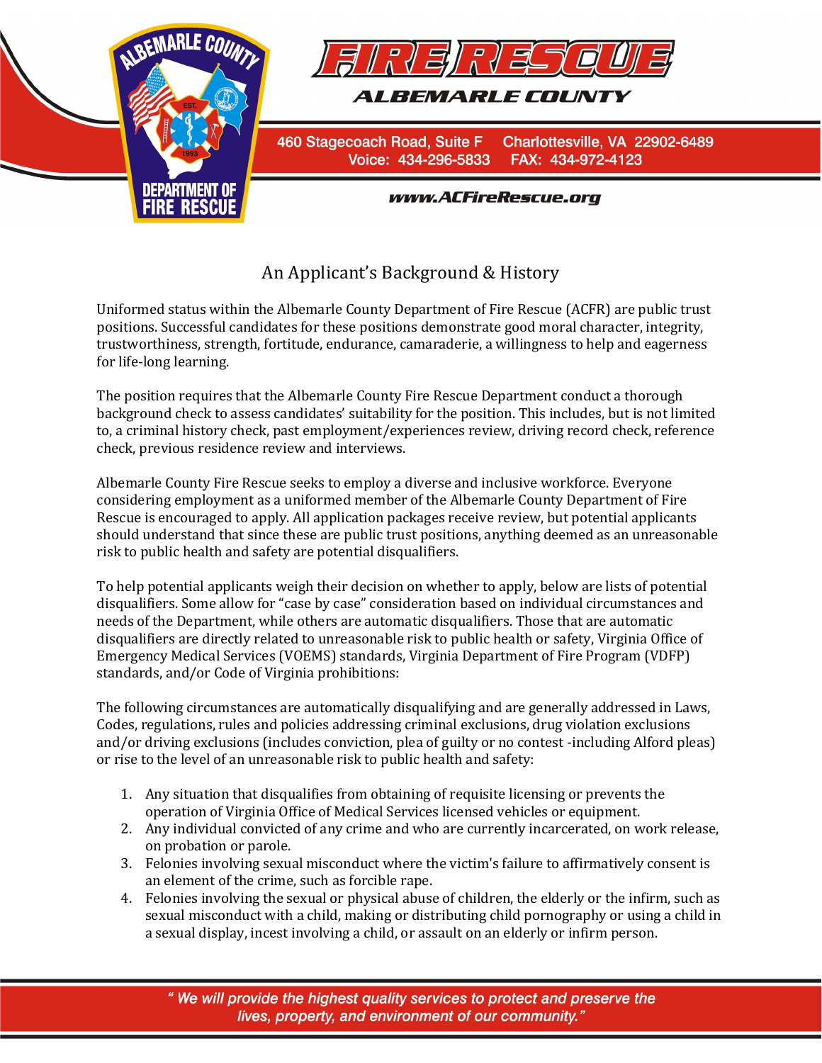# FIRE RESCUE

**ALBEMARLE COUNTY**

460 Stagecoach Road, Suite F Charlottesville, VA 22902-6489
Voice: 434-296-5833 FAX: 434-972-4123

www.ACFireRescue.org

## An Applicant's Background & History

Uniformed status within the Albemarle County Department of Fire Rescue (ACFR) are public trust positions. Successful candidates for these positions demonstrate good moral character, integrity, trustworthiness, strength, fortitude, endurance, camaraderie, a willingness to help and eagerness for life-long learning.

The position requires that the Albemarle County Fire Rescue Department conduct a thorough background check to assess candidates' suitability for the position. This includes, but is not limited to, a criminal history check, past employment/experiences review, driving record check, reference check, previous residence review and interviews.

Albemarle County Fire Rescue seeks to employ a diverse and inclusive workforce. Everyone considering employment as a uniformed member of the Albemarle County Department of Fire Rescue is encouraged to apply. All application packages receive review, but potential applicants should understand that since these are public trust positions, anything deemed as an unreasonable risk to public health and safety are potential disqualifiers.

To help potential applicants weigh their decision on whether to apply, below are lists of potential disqualifiers. Some allow for "case by case" consideration based on individual circumstances and needs of the Department, while others are automatic disqualifiers. Those that are automatic disqualifiers are directly related to unreasonable risk to public health or safety, Virginia Office of Emergency Medical Services (VOEMS) standards, Virginia Department of Fire Program (VDFP) standards, and/or Code of Virginia prohibitions:

The following circumstances are automatically disqualifying and are generally addressed in Laws, Codes, regulations, rules and policies addressing criminal exclusions, drug violation exclusions and/or driving exclusions (includes conviction, plea of guilty or no contest -including Alford pleas) or rise to the level of an unreasonable risk to public health and safety:

1. Any situation that disqualifies from obtaining of requisite licensing or prevents the operation of Virginia Office of Medical Services licensed vehicles or equipment.
2. Any individual convicted of any crime and who are currently incarcerated, on work release, on probation or parole.
3. Felonies involving sexual misconduct where the victim's failure to affirmatively consent is an element of the crime, such as forcible rape.
4. Felonies involving the sexual or physical abuse of children, the elderly or the infirm, such as sexual misconduct with a child, making or distributing child pornography or using a child in a sexual display, incest involving a child, or assault on an elderly or infirm person.

*" We will provide the highest quality services to protect and preserve the lives, property, and environment of our community."*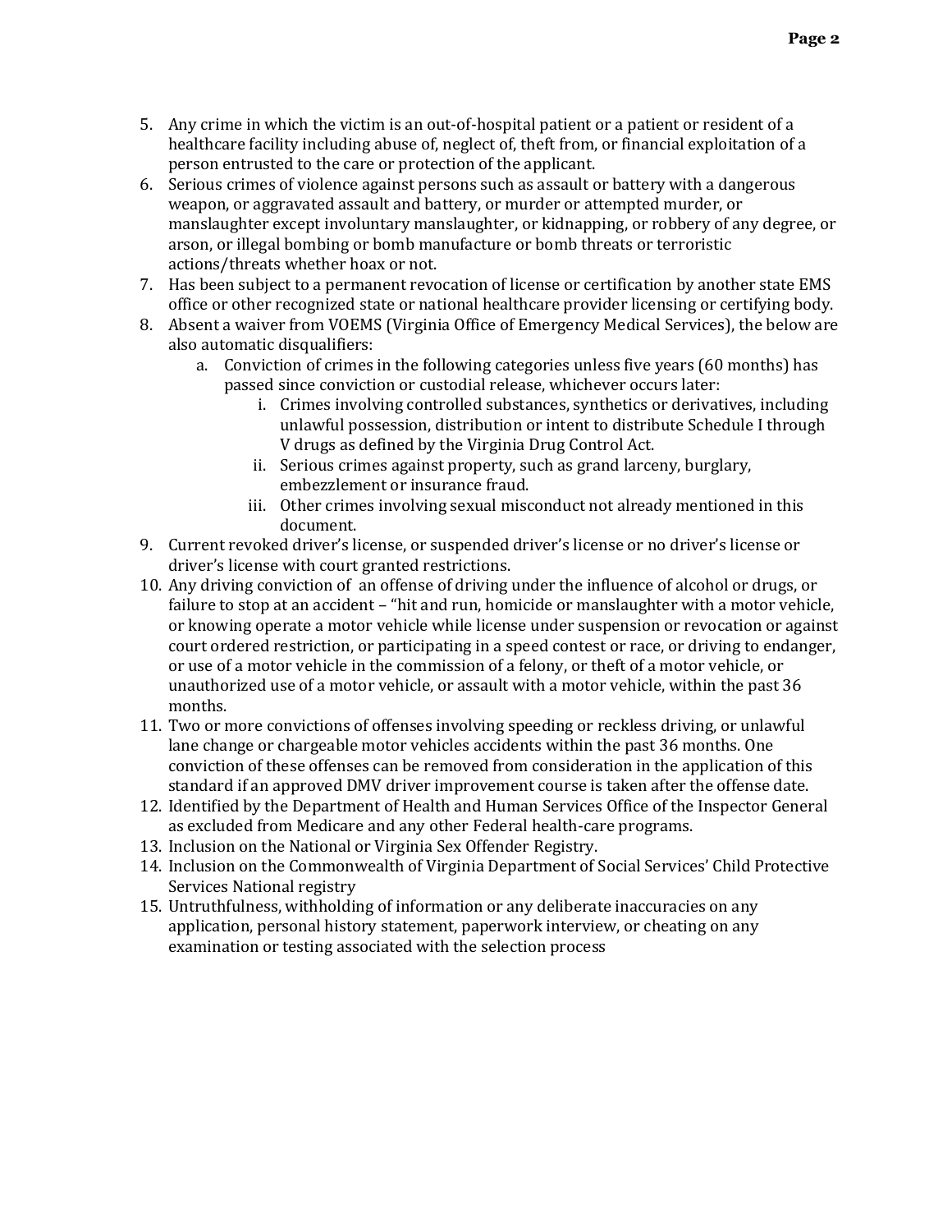5. Any crime in which the victim is an out-of-hospital patient or a patient or resident of a healthcare facility including abuse of, neglect of, theft from, or financial exploitation of a person entrusted to the care or protection of the applicant.
6. Serious crimes of violence against persons such as assault or battery with a dangerous weapon, or aggravated assault and battery, or murder or attempted murder, or manslaughter except involuntary manslaughter, or kidnapping, or robbery of any degree, or arson, or illegal bombing or bomb manufacture or bomb threats or terroristic actions/threats whether hoax or not.
7. Has been subject to a permanent revocation of license or certification by another state EMS office or other recognized state or national healthcare provider licensing or certifying body.
8. Absent a waiver from VOEMS (Virginia Office of Emergency Medical Services), the below are also automatic disqualifiers:
    a. Conviction of crimes in the following categories unless five years (60 months) has passed since conviction or custodial release, whichever occurs later:
        i. Crimes involving controlled substances, synthetics or derivatives, including unlawful possession, distribution or intent to distribute Schedule I through V drugs as defined by the Virginia Drug Control Act.
        ii. Serious crimes against property, such as grand larceny, burglary, embezzlement or insurance fraud.
        iii. Other crimes involving sexual misconduct not already mentioned in this document.
9. Current revoked driver's license, or suspended driver's license or no driver's license or driver's license with court granted restrictions.
10. Any driving conviction of an offense of driving under the influence of alcohol or drugs, or failure to stop at an accident – "hit and run, homicide or manslaughter with a motor vehicle, or knowing operate a motor vehicle while license under suspension or revocation or against court ordered restriction, or participating in a speed contest or race, or driving to endanger, or use of a motor vehicle in the commission of a felony, or theft of a motor vehicle, or unauthorized use of a motor vehicle, or assault with a motor vehicle, within the past 36 months.
11. Two or more convictions of offenses involving speeding or reckless driving, or unlawful lane change or chargeable motor vehicles accidents within the past 36 months. One conviction of these offenses can be removed from consideration in the application of this standard if an approved DMV driver improvement course is taken after the offense date.
12. Identified by the Department of Health and Human Services Office of the Inspector General as excluded from Medicare and any other Federal health-care programs.
13. Inclusion on the National or Virginia Sex Offender Registry.
14. Inclusion on the Commonwealth of Virginia Department of Social Services' Child Protective Services National registry
15. Untruthfulness, withholding of information or any deliberate inaccuracies on any application, personal history statement, paperwork interview, or cheating on any examination or testing associated with the selection process